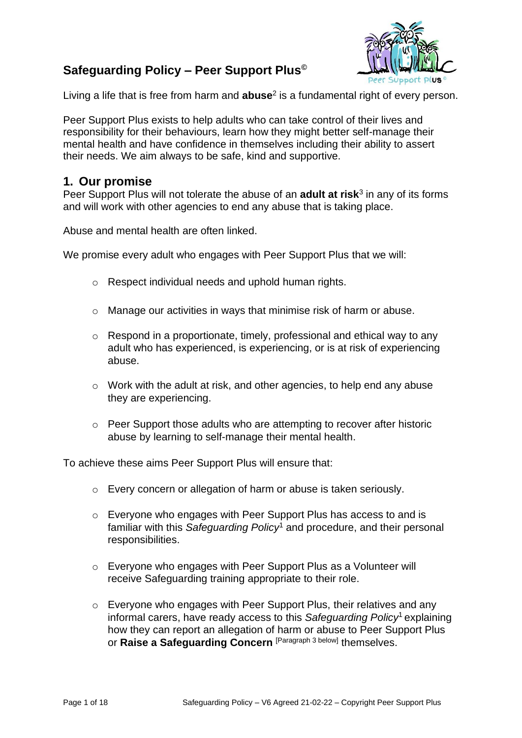# Safeguarding Policy – Peer Support Plus©

Living a life that is free from harm and **abuse**[2] is a fundamental right of every person.

Peer Support Plus exists to help adults who can take control of their lives and responsibility for their behaviours, learn how they might better self-manage their mental health and have confidence in themselves including their ability to assert their needs. We aim always to be safe, kind and supportive.

## 1. Our promise

Peer Support Plus will not tolerate the abuse of an **adult at risk**[3] in any of its forms and will work with other agencies to end any abuse that is taking place.

Abuse and mental health are often linked.

We promise every adult who engages with Peer Support Plus that we will:

- Respect individual needs and uphold human rights.
- Manage our activities in ways that minimise risk of harm or abuse.
- Respond in a proportionate, timely, professional and ethical way to any adult who has experienced, is experiencing, or is at risk of experiencing abuse.
- Work with the adult at risk, and other agencies, to help end any abuse they are experiencing.
- Peer Support those adults who are attempting to recover after historic abuse by learning to self-manage their mental health.

To achieve these aims Peer Support Plus will ensure that:

- Every concern or allegation of harm or abuse is taken seriously.
- Everyone who engages with Peer Support Plus has access to and is familiar with this *Safeguarding Policy*[1] and procedure, and their personal responsibilities.
- Everyone who engages with Peer Support Plus as a Volunteer will receive Safeguarding training appropriate to their role.
- Everyone who engages with Peer Support Plus, their relatives and any informal carers, have ready access to this *Safeguarding Policy*[1] explaining how they can report an allegation of harm or abuse to Peer Support Plus or **Raise a Safeguarding Concern** [Paragraph 3 below] themselves.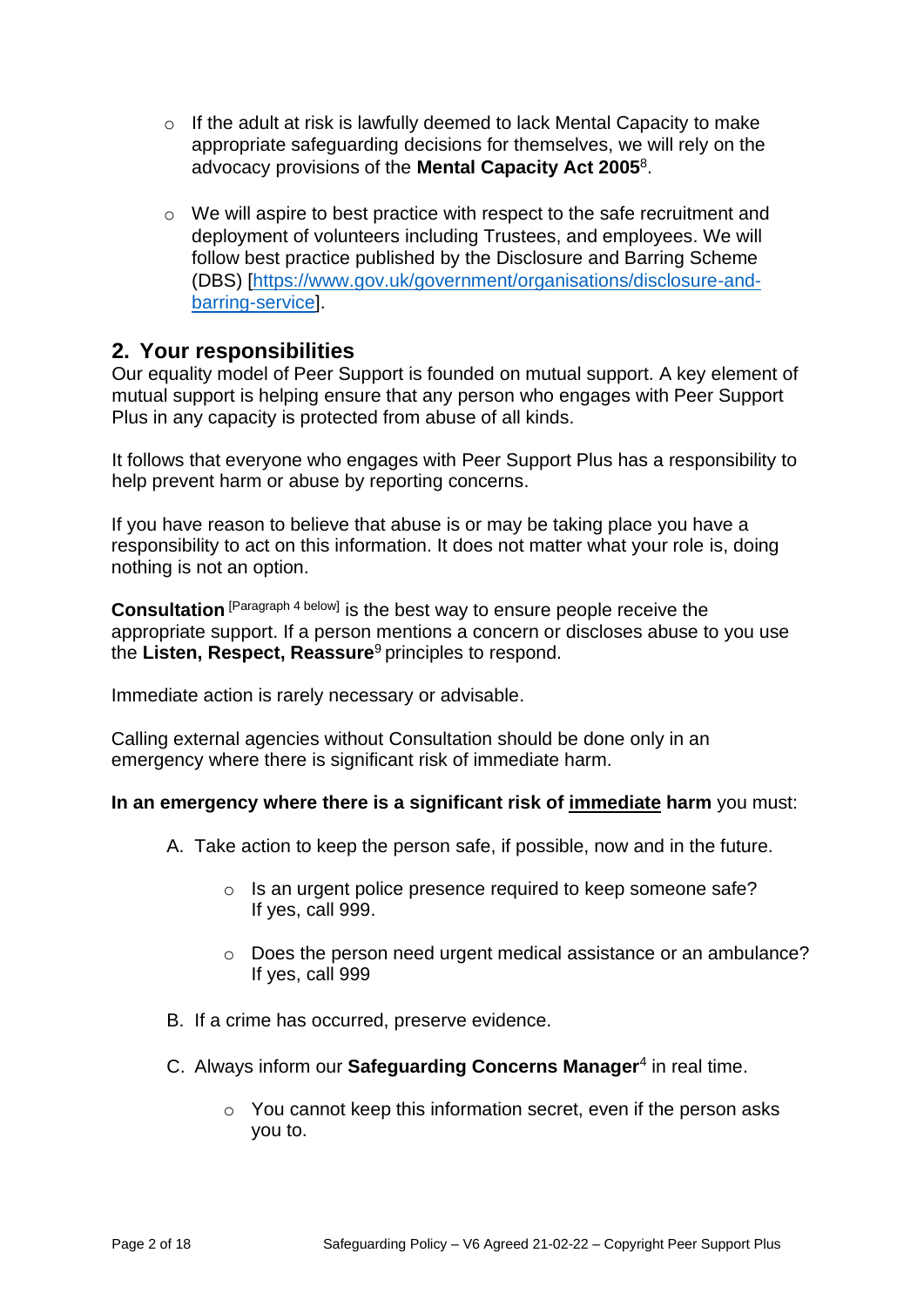- If the adult at risk is lawfully deemed to lack Mental Capacity to make appropriate safeguarding decisions for themselves, we will rely on the advocacy provisions of the **Mental Capacity Act 2005**[8].

- We will aspire to best practice with respect to the safe recruitment and deployment of volunteers including Trustees, and employees. We will follow best practice published by the Disclosure and Barring Scheme (DBS) [https://www.gov.uk/government/organisations/disclosure-and-barring-service].

## 2. Your responsibilities

Our equality model of Peer Support is founded on mutual support. A key element of mutual support is helping ensure that any person who engages with Peer Support Plus in any capacity is protected from abuse of all kinds.

It follows that everyone who engages with Peer Support Plus has a responsibility to help prevent harm or abuse by reporting concerns.

If you have reason to believe that abuse is or may be taking place you have a responsibility to act on this information. It does not matter what your role is, doing nothing is not an option.

**Consultation** [Paragraph 4 below] is the best way to ensure people receive the appropriate support. If a person mentions a concern or discloses abuse to you use the **Listen, Respect, Reassure**[9] principles to respond.

Immediate action is rarely necessary or advisable.

Calling external agencies without Consultation should be done only in an emergency where there is significant risk of immediate harm.

**In an emergency where there is a significant risk of <u>immediate</u> harm** you must:

A. Take action to keep the person safe, if possible, now and in the future.

   - Is an urgent police presence required to keep someone safe? If yes, call 999.

   - Does the person need urgent medical assistance or an ambulance? If yes, call 999

B. If a crime has occurred, preserve evidence.

C. Always inform our **Safeguarding Concerns Manager**[4] in real time.

   - You cannot keep this information secret, even if the person asks you to.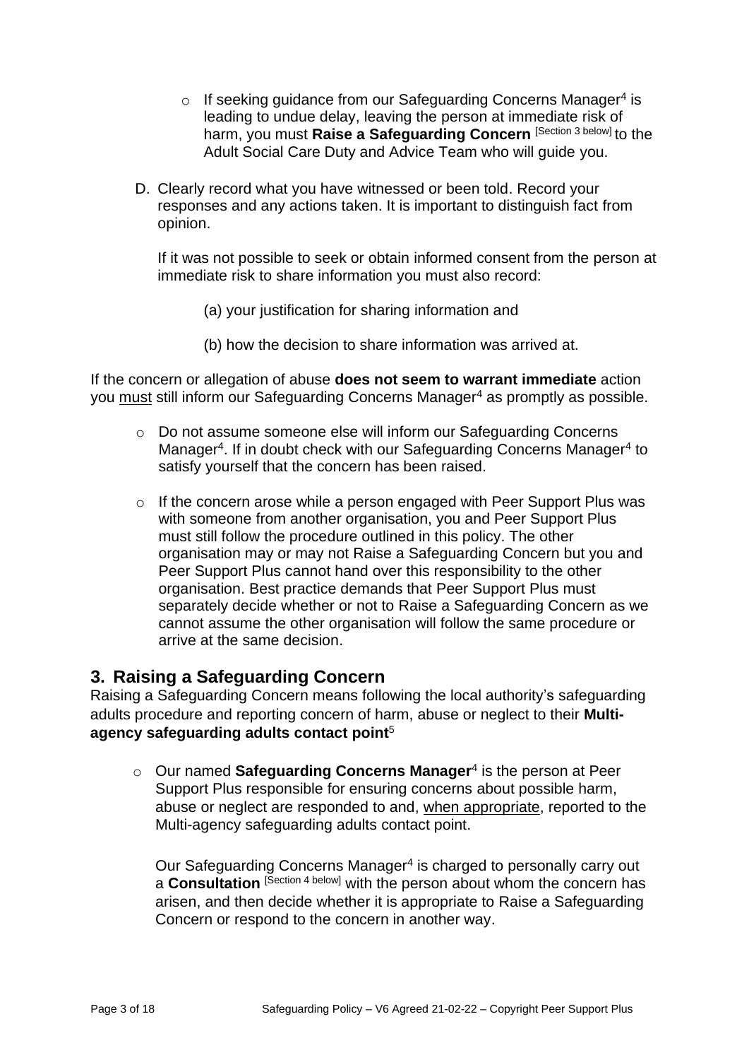- If seeking guidance from our Safeguarding Concerns Manager[4] is leading to undue delay, leaving the person at immediate risk of harm, you must **Raise a Safeguarding Concern** [Section 3 below] to the Adult Social Care Duty and Advice Team who will guide you.

D. Clearly record what you have witnessed or been told. Record your responses and any actions taken. It is important to distinguish fact from opinion.

If it was not possible to seek or obtain informed consent from the person at immediate risk to share information you must also record:

(a) your justification for sharing information and

(b) how the decision to share information was arrived at.

If the concern or allegation of abuse **does not seem to warrant immediate** action you must still inform our Safeguarding Concerns Manager[4] as promptly as possible.

- Do not assume someone else will inform our Safeguarding Concerns Manager[4]. If in doubt check with our Safeguarding Concerns Manager[4] to satisfy yourself that the concern has been raised.
- If the concern arose while a person engaged with Peer Support Plus was with someone from another organisation, you and Peer Support Plus must still follow the procedure outlined in this policy. The other organisation may or may not Raise a Safeguarding Concern but you and Peer Support Plus cannot hand over this responsibility to the other organisation. Best practice demands that Peer Support Plus must separately decide whether or not to Raise a Safeguarding Concern as we cannot assume the other organisation will follow the same procedure or arrive at the same decision.

## 3. Raising a Safeguarding Concern

Raising a Safeguarding Concern means following the local authority's safeguarding adults procedure and reporting concern of harm, abuse or neglect to their **Multi-agency safeguarding adults contact point**[5]

- Our named **Safeguarding Concerns Manager**[4] is the person at Peer Support Plus responsible for ensuring concerns about possible harm, abuse or neglect are responded to and, when appropriate, reported to the Multi-agency safeguarding adults contact point.

  Our Safeguarding Concerns Manager[4] is charged to personally carry out a **Consultation** [Section 4 below] with the person about whom the concern has arisen, and then decide whether it is appropriate to Raise a Safeguarding Concern or respond to the concern in another way.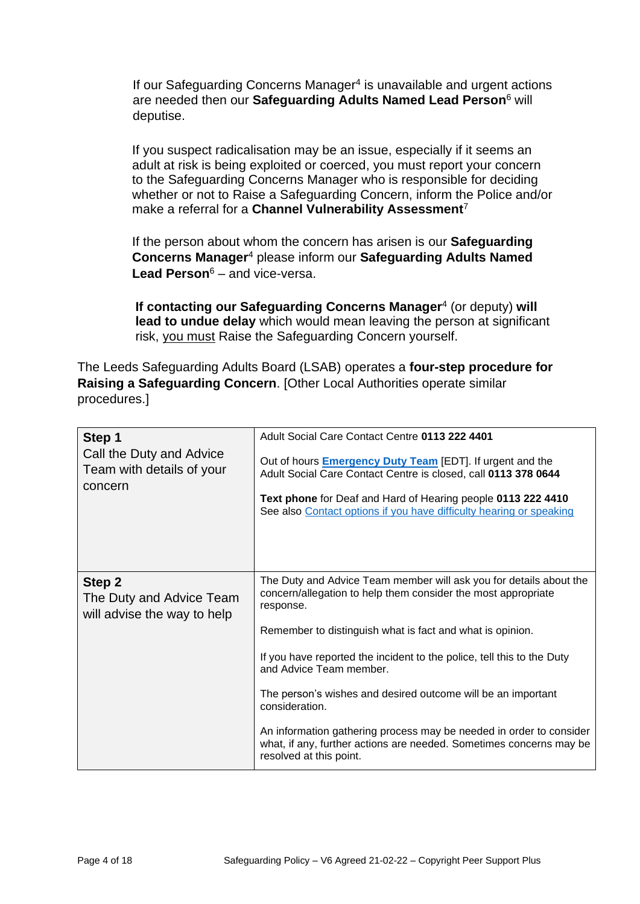If our Safeguarding Concerns Manager[4] is unavailable and urgent actions are needed then our **Safeguarding Adults Named Lead Person**[6] will deputise.

If you suspect radicalisation may be an issue, especially if it seems an adult at risk is being exploited or coerced, you must report your concern to the Safeguarding Concerns Manager who is responsible for deciding whether or not to Raise a Safeguarding Concern, inform the Police and/or make a referral for a **Channel Vulnerability Assessment**[7]

If the person about whom the concern has arisen is our **Safeguarding Concerns Manager**[4] please inform our **Safeguarding Adults Named Lead Person**[6] – and vice-versa.

**If contacting our Safeguarding Concerns Manager**[4] (or deputy) **will lead to undue delay** which would mean leaving the person at significant risk, <u>you must</u> Raise the Safeguarding Concern yourself.

The Leeds Safeguarding Adults Board (LSAB) operates a **four-step procedure for Raising a Safeguarding Concern**. [Other Local Authorities operate similar procedures.]

| | |
|---|---|
| **Step 1**<br>Call the Duty and Advice Team with details of your concern | Adult Social Care Contact Centre **0113 222 4401**<br><br>Out of hours **Emergency Duty Team** [EDT]. If urgent and the Adult Social Care Contact Centre is closed, call **0113 378 0644**<br><br>**Text phone** for Deaf and Hard of Hearing people **0113 222 4410**<br>See also Contact options if you have difficulty hearing or speaking |
| **Step 2**<br>The Duty and Advice Team will advise the way to help | The Duty and Advice Team member will ask you for details about the concern/allegation to help them consider the most appropriate response.<br><br>Remember to distinguish what is fact and what is opinion.<br><br>If you have reported the incident to the police, tell this to the Duty and Advice Team member.<br><br>The person's wishes and desired outcome will be an important consideration.<br><br>An information gathering process may be needed in order to consider what, if any, further actions are needed. Sometimes concerns may be resolved at this point. |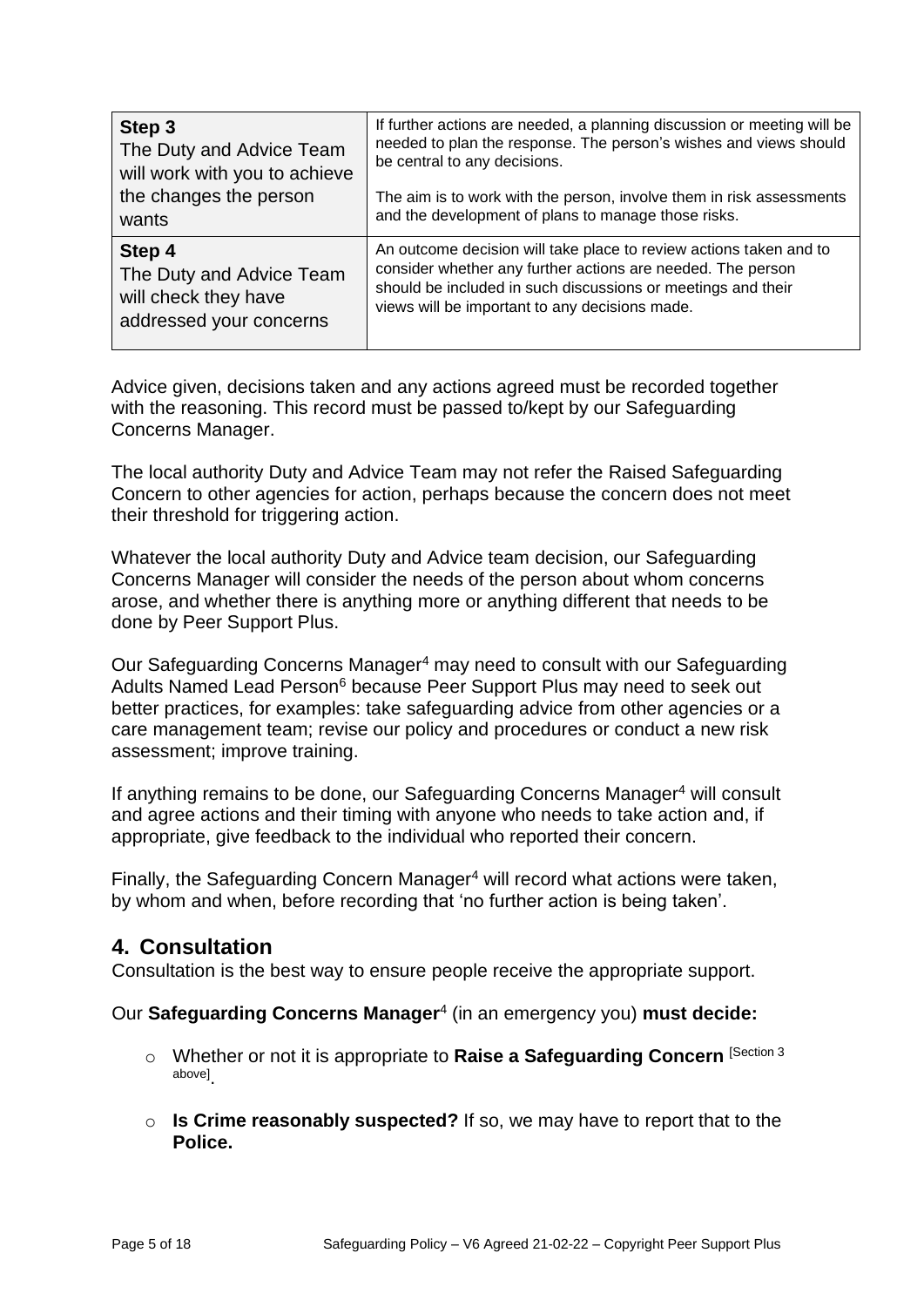| Step 3 The Duty and Advice Team will work with you to achieve the changes the person wants | If further actions are needed, a planning discussion or meeting will be needed to plan the response. The person's wishes and views should be central to any decisions.<br><br>The aim is to work with the person, involve them in risk assessments and the development of plans to manage those risks. |
|---|---|
| **Step 4** The Duty and Advice Team will check they have addressed your concerns | An outcome decision will take place to review actions taken and to consider whether any further actions are needed. The person should be included in such discussions or meetings and their views will be important to any decisions made. |

Advice given, decisions taken and any actions agreed must be recorded together with the reasoning. This record must be passed to/kept by our Safeguarding Concerns Manager.

The local authority Duty and Advice Team may not refer the Raised Safeguarding Concern to other agencies for action, perhaps because the concern does not meet their threshold for triggering action.

Whatever the local authority Duty and Advice team decision, our Safeguarding Concerns Manager will consider the needs of the person about whom concerns arose, and whether there is anything more or anything different that needs to be done by Peer Support Plus.

Our Safeguarding Concerns Manager[4] may need to consult with our Safeguarding Adults Named Lead Person[6] because Peer Support Plus may need to seek out better practices, for examples: take safeguarding advice from other agencies or a care management team; revise our policy and procedures or conduct a new risk assessment; improve training.

If anything remains to be done, our Safeguarding Concerns Manager[4] will consult and agree actions and their timing with anyone who needs to take action and, if appropriate, give feedback to the individual who reported their concern.

Finally, the Safeguarding Concern Manager[4] will record what actions were taken, by whom and when, before recording that 'no further action is being taken'.

## 4. Consultation

Consultation is the best way to ensure people receive the appropriate support.

Our **Safeguarding Concerns Manager**[4] (in an emergency you) **must decide:**

- Whether or not it is appropriate to **Raise a Safeguarding Concern** [Section 3 above].
- **Is Crime reasonably suspected?** If so, we may have to report that to the **Police.**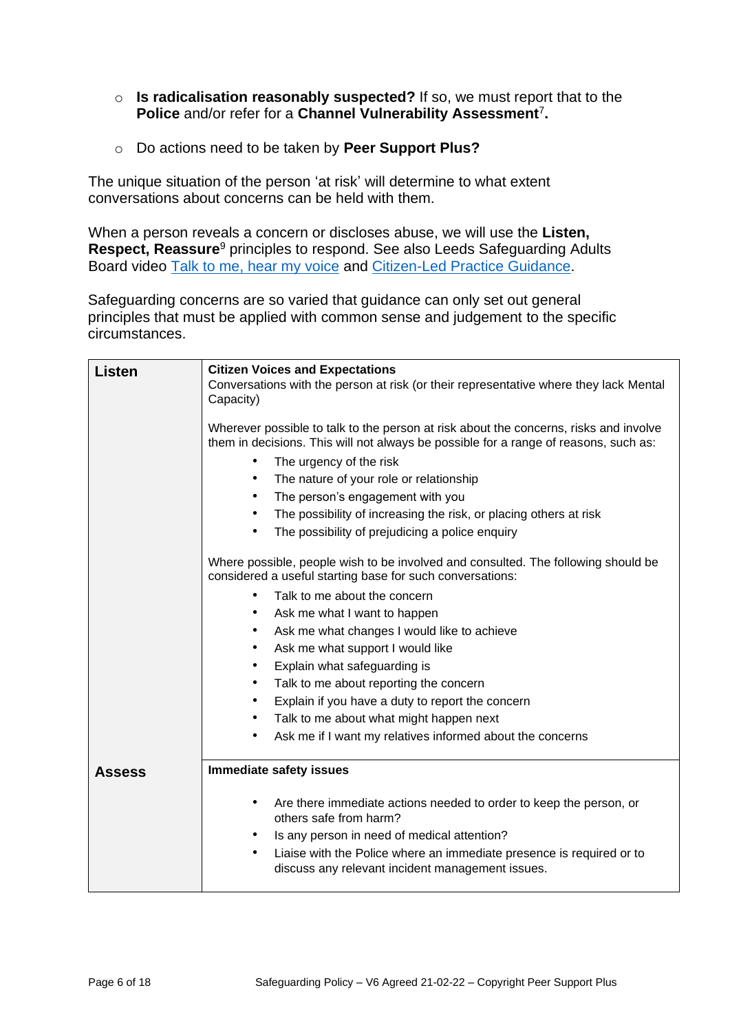- **Is radicalisation reasonably suspected?** If so, we must report that to the **Police** and/or refer for a **Channel Vulnerability Assessment**[7]**.**

- Do actions need to be taken by **Peer Support Plus?**

The unique situation of the person 'at risk' will determine to what extent conversations about concerns can be held with them.

When a person reveals a concern or discloses abuse, we will use the **Listen, Respect, Reassure**[9] principles to respond. See also Leeds Safeguarding Adults Board video Talk to me, hear my voice and Citizen-Led Practice Guidance.

Safeguarding concerns are so varied that guidance can only set out general principles that must be applied with common sense and judgement to the specific circumstances.

| | |
|---|---|
| **Listen** | **Citizen Voices and Expectations**<br>Conversations with the person at risk (or their representative where they lack Mental Capacity)<br><br>Wherever possible to talk to the person at risk about the concerns, risks and involve them in decisions. This will not always be possible for a range of reasons, such as:<br>• The urgency of the risk<br>• The nature of your role or relationship<br>• The person's engagement with you<br>• The possibility of increasing the risk, or placing others at risk<br>• The possibility of prejudicing a police enquiry<br><br>Where possible, people wish to be involved and consulted. The following should be considered a useful starting base for such conversations:<br>• Talk to me about the concern<br>• Ask me what I want to happen<br>• Ask me what changes I would like to achieve<br>• Ask me what support I would like<br>• Explain what safeguarding is<br>• Talk to me about reporting the concern<br>• Explain if you have a duty to report the concern<br>• Talk to me about what might happen next<br>• Ask me if I want my relatives informed about the concerns |
| **Assess** | **Immediate safety issues**<br><br>• Are there immediate actions needed to order to keep the person, or others safe from harm?<br>• Is any person in need of medical attention?<br>• Liaise with the Police where an immediate presence is required or to discuss any relevant incident management issues. |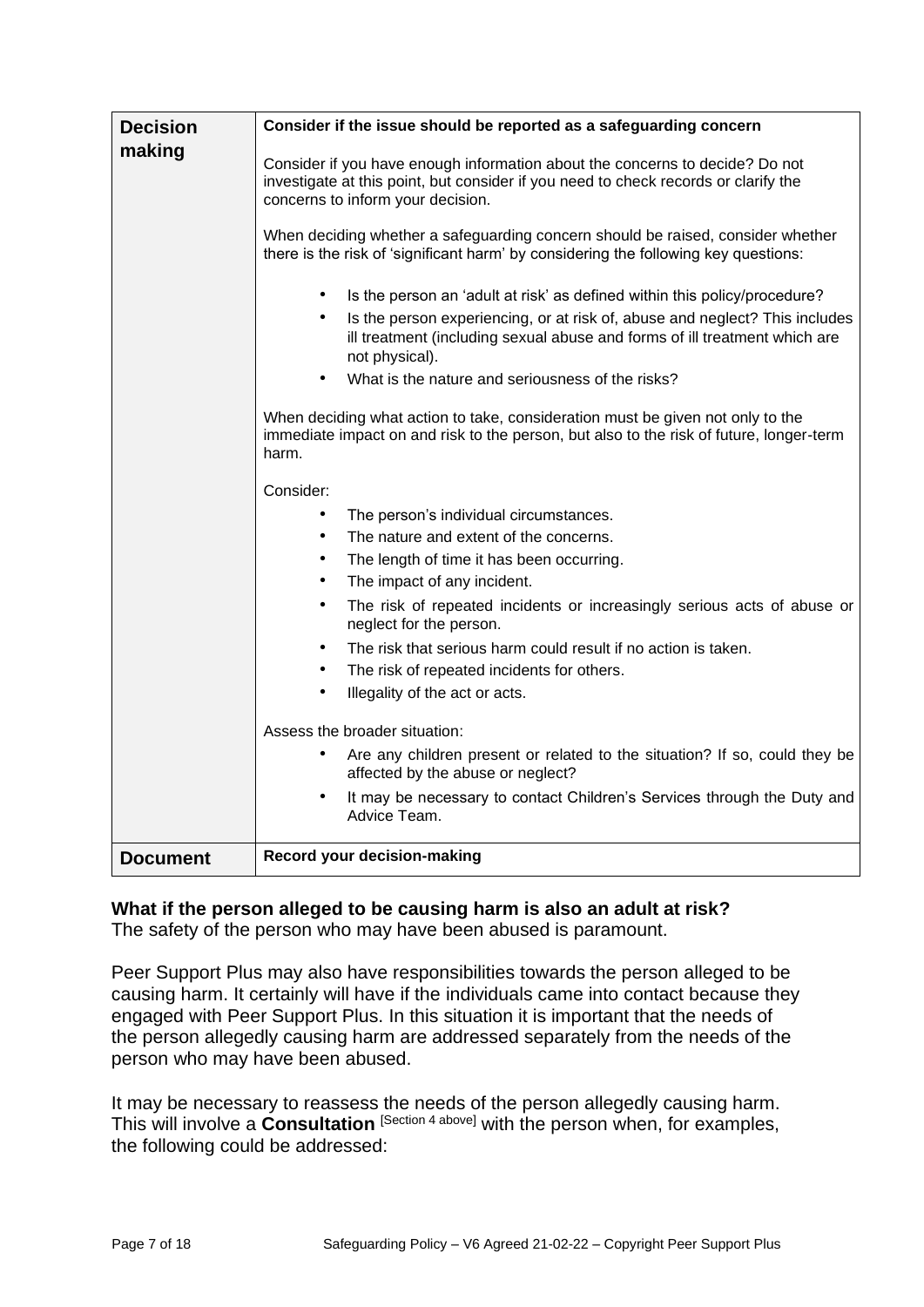| | |
|---|---|
| **Decision making** | **Consider if the issue should be reported as a safeguarding concern**<br><br>Consider if you have enough information about the concerns to decide? Do not investigate at this point, but consider if you need to check records or clarify the concerns to inform your decision.<br><br>When deciding whether a safeguarding concern should be raised, consider whether there is the risk of 'significant harm' by considering the following key questions:<br><br>• Is the person an 'adult at risk' as defined within this policy/procedure?<br>• Is the person experiencing, or at risk of, abuse and neglect? This includes ill treatment (including sexual abuse and forms of ill treatment which are not physical).<br>• What is the nature and seriousness of the risks?<br><br>When deciding what action to take, consideration must be given not only to the immediate impact on and risk to the person, but also to the risk of future, longer-term harm.<br><br>Consider:<br>• The person's individual circumstances.<br>• The nature and extent of the concerns.<br>• The length of time it has been occurring.<br>• The impact of any incident.<br>• The risk of repeated incidents or increasingly serious acts of abuse or neglect for the person.<br>• The risk that serious harm could result if no action is taken.<br>• The risk of repeated incidents for others.<br>• Illegality of the act or acts.<br><br>Assess the broader situation:<br>• Are any children present or related to the situation? If so, could they be affected by the abuse or neglect?<br>• It may be necessary to contact Children's Services through the Duty and Advice Team. |
| **Document** | **Record your decision-making** |

**What if the person alleged to be causing harm is also an adult at risk?**
The safety of the person who may have been abused is paramount.

Peer Support Plus may also have responsibilities towards the person alleged to be causing harm. It certainly will have if the individuals came into contact because they engaged with Peer Support Plus. In this situation it is important that the needs of the person allegedly causing harm are addressed separately from the needs of the person who may have been abused.

It may be necessary to reassess the needs of the person allegedly causing harm. This will involve a **Consultation** [Section 4 above] with the person when, for examples, the following could be addressed: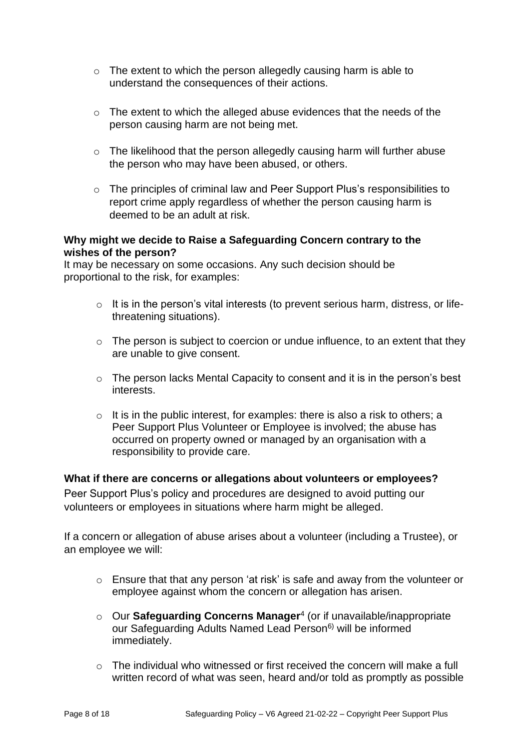- The extent to which the person allegedly causing harm is able to understand the consequences of their actions.
- The extent to which the alleged abuse evidences that the needs of the person causing harm are not being met.
- The likelihood that the person allegedly causing harm will further abuse the person who may have been abused, or others.
- The principles of criminal law and Peer Support Plus's responsibilities to report crime apply regardless of whether the person causing harm is deemed to be an adult at risk.

**Why might we decide to Raise a Safeguarding Concern contrary to the wishes of the person?**

It may be necessary on some occasions. Any such decision should be proportional to the risk, for examples:

- It is in the person's vital interests (to prevent serious harm, distress, or life-threatening situations).
- The person is subject to coercion or undue influence, to an extent that they are unable to give consent.
- The person lacks Mental Capacity to consent and it is in the person's best interests.
- It is in the public interest, for examples: there is also a risk to others; a Peer Support Plus Volunteer or Employee is involved; the abuse has occurred on property owned or managed by an organisation with a responsibility to provide care.

**What if there are concerns or allegations about volunteers or employees?**

Peer Support Plus's policy and procedures are designed to avoid putting our volunteers or employees in situations where harm might be alleged.

If a concern or allegation of abuse arises about a volunteer (including a Trustee), or an employee we will:

- Ensure that that any person 'at risk' is safe and away from the volunteer or employee against whom the concern or allegation has arisen.
- Our **Safeguarding Concerns Manager**[4] (or if unavailable/inappropriate our Safeguarding Adults Named Lead Person[6]) will be informed immediately.
- The individual who witnessed or first received the concern will make a full written record of what was seen, heard and/or told as promptly as possible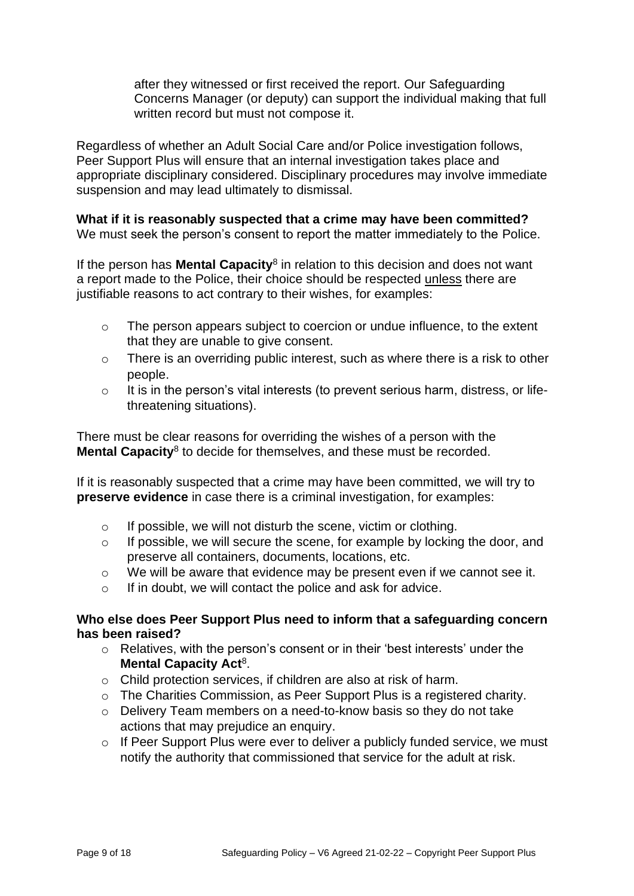after they witnessed or first received the report. Our Safeguarding Concerns Manager (or deputy) can support the individual making that full written record but must not compose it.

Regardless of whether an Adult Social Care and/or Police investigation follows, Peer Support Plus will ensure that an internal investigation takes place and appropriate disciplinary considered. Disciplinary procedures may involve immediate suspension and may lead ultimately to dismissal.

**What if it is reasonably suspected that a crime may have been committed?**
We must seek the person's consent to report the matter immediately to the Police.

If the person has **Mental Capacity**[8] in relation to this decision and does not want a report made to the Police, their choice should be respected unless there are justifiable reasons to act contrary to their wishes, for examples:

- The person appears subject to coercion or undue influence, to the extent that they are unable to give consent.
- There is an overriding public interest, such as where there is a risk to other people.
- It is in the person's vital interests (to prevent serious harm, distress, or life-threatening situations).

There must be clear reasons for overriding the wishes of a person with the **Mental Capacity**[8] to decide for themselves, and these must be recorded.

If it is reasonably suspected that a crime may have been committed, we will try to **preserve evidence** in case there is a criminal investigation, for examples:

- If possible, we will not disturb the scene, victim or clothing.
- If possible, we will secure the scene, for example by locking the door, and preserve all containers, documents, locations, etc.
- We will be aware that evidence may be present even if we cannot see it.
- If in doubt, we will contact the police and ask for advice.

**Who else does Peer Support Plus need to inform that a safeguarding concern has been raised?**

- Relatives, with the person's consent or in their 'best interests' under the **Mental Capacity Act**[8].
- Child protection services, if children are also at risk of harm.
- The Charities Commission, as Peer Support Plus is a registered charity.
- Delivery Team members on a need-to-know basis so they do not take actions that may prejudice an enquiry.
- If Peer Support Plus were ever to deliver a publicly funded service, we must notify the authority that commissioned that service for the adult at risk.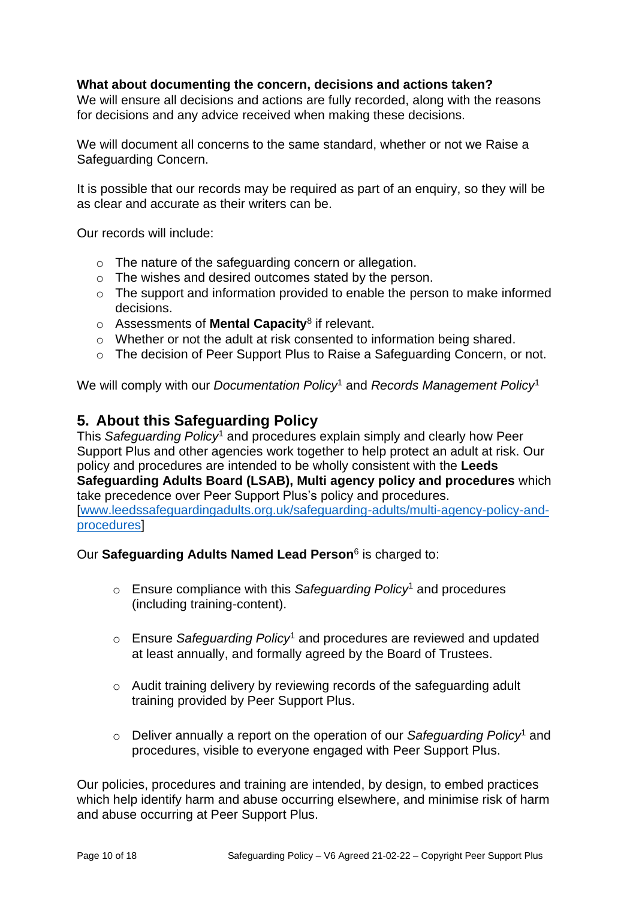**What about documenting the concern, decisions and actions taken?**
We will ensure all decisions and actions are fully recorded, along with the reasons for decisions and any advice received when making these decisions.

We will document all concerns to the same standard, whether or not we Raise a Safeguarding Concern.

It is possible that our records may be required as part of an enquiry, so they will be as clear and accurate as their writers can be.

Our records will include:

- The nature of the safeguarding concern or allegation.
- The wishes and desired outcomes stated by the person.
- The support and information provided to enable the person to make informed decisions.
- Assessments of **Mental Capacity**[8] if relevant.
- Whether or not the adult at risk consented to information being shared.
- The decision of Peer Support Plus to Raise a Safeguarding Concern, or not.

We will comply with our *Documentation Policy*[1] and *Records Management Policy*[1]

## 5. About this Safeguarding Policy

This *Safeguarding Policy*[1] and procedures explain simply and clearly how Peer Support Plus and other agencies work together to help protect an adult at risk. Our policy and procedures are intended to be wholly consistent with the **Leeds Safeguarding Adults Board (LSAB), Multi agency policy and procedures** which take precedence over Peer Support Plus's policy and procedures. [www.leedssafeguardingadults.org.uk/safeguarding-adults/multi-agency-policy-and-procedures]

Our **Safeguarding Adults Named Lead Person**[6] is charged to:

- Ensure compliance with this *Safeguarding Policy*[1] and procedures (including training-content).
- Ensure *Safeguarding Policy*[1] and procedures are reviewed and updated at least annually, and formally agreed by the Board of Trustees.
- Audit training delivery by reviewing records of the safeguarding adult training provided by Peer Support Plus.
- Deliver annually a report on the operation of our *Safeguarding Policy*[1] and procedures, visible to everyone engaged with Peer Support Plus.

Our policies, procedures and training are intended, by design, to embed practices which help identify harm and abuse occurring elsewhere, and minimise risk of harm and abuse occurring at Peer Support Plus.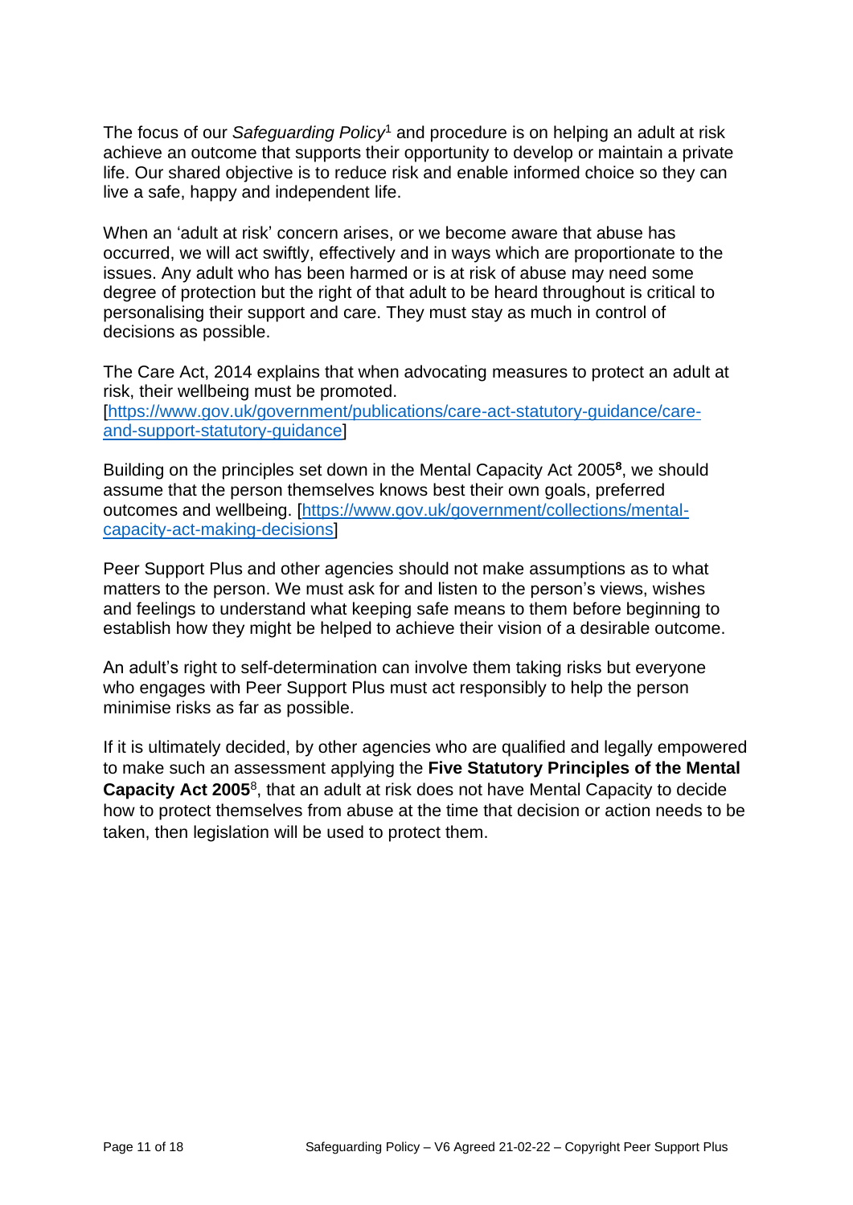The focus of our *Safeguarding Policy*[1] and procedure is on helping an adult at risk achieve an outcome that supports their opportunity to develop or maintain a private life. Our shared objective is to reduce risk and enable informed choice so they can live a safe, happy and independent life.

When an 'adult at risk' concern arises, or we become aware that abuse has occurred, we will act swiftly, effectively and in ways which are proportionate to the issues. Any adult who has been harmed or is at risk of abuse may need some degree of protection but the right of that adult to be heard throughout is critical to personalising their support and care. They must stay as much in control of decisions as possible.

The Care Act, 2014 explains that when advocating measures to protect an adult at risk, their wellbeing must be promoted. [https://www.gov.uk/government/publications/care-act-statutory-guidance/care-and-support-statutory-guidance]

Building on the principles set down in the Mental Capacity Act 2005[8], we should assume that the person themselves knows best their own goals, preferred outcomes and wellbeing. [https://www.gov.uk/government/collections/mental-capacity-act-making-decisions]

Peer Support Plus and other agencies should not make assumptions as to what matters to the person. We must ask for and listen to the person's views, wishes and feelings to understand what keeping safe means to them before beginning to establish how they might be helped to achieve their vision of a desirable outcome.

An adult's right to self-determination can involve them taking risks but everyone who engages with Peer Support Plus must act responsibly to help the person minimise risks as far as possible.

If it is ultimately decided, by other agencies who are qualified and legally empowered to make such an assessment applying the **Five Statutory Principles of the Mental Capacity Act 2005**[8], that an adult at risk does not have Mental Capacity to decide how to protect themselves from abuse at the time that decision or action needs to be taken, then legislation will be used to protect them.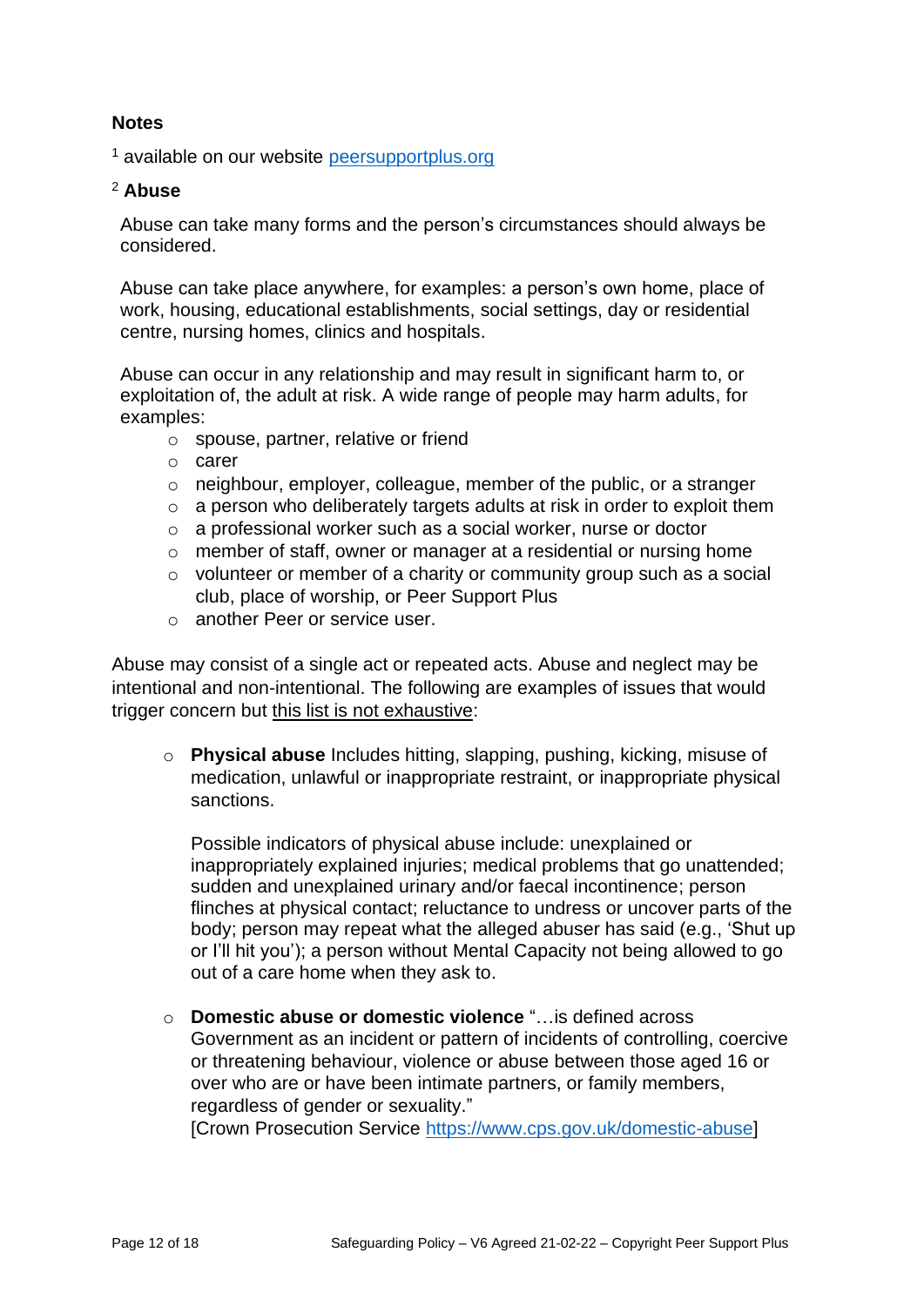## Notes

[1] available on our website [peersupportplus.org](peersupportplus.org)

[2] **Abuse**

Abuse can take many forms and the person's circumstances should always be considered.

Abuse can take place anywhere, for examples: a person's own home, place of work, housing, educational establishments, social settings, day or residential centre, nursing homes, clinics and hospitals.

Abuse can occur in any relationship and may result in significant harm to, or exploitation of, the adult at risk. A wide range of people may harm adults, for examples:

- spouse, partner, relative or friend
- carer
- neighbour, employer, colleague, member of the public, or a stranger
- a person who deliberately targets adults at risk in order to exploit them
- a professional worker such as a social worker, nurse or doctor
- member of staff, owner or manager at a residential or nursing home
- volunteer or member of a charity or community group such as a social club, place of worship, or Peer Support Plus
- another Peer or service user.

Abuse may consist of a single act or repeated acts. Abuse and neglect may be intentional and non-intentional. The following are examples of issues that would trigger concern but this list is not exhaustive:

- **Physical abuse** Includes hitting, slapping, pushing, kicking, misuse of medication, unlawful or inappropriate restraint, or inappropriate physical sanctions.

  Possible indicators of physical abuse include: unexplained or inappropriately explained injuries; medical problems that go unattended; sudden and unexplained urinary and/or faecal incontinence; person flinches at physical contact; reluctance to undress or uncover parts of the body; person may repeat what the alleged abuser has said (e.g., 'Shut up or I'll hit you'); a person without Mental Capacity not being allowed to go out of a care home when they ask to.

- **Domestic abuse or domestic violence** "…is defined across Government as an incident or pattern of incidents of controlling, coercive or threatening behaviour, violence or abuse between those aged 16 or over who are or have been intimate partners, or family members, regardless of gender or sexuality."
  [Crown Prosecution Service [https://www.cps.gov.uk/domestic-abuse](https://www.cps.gov.uk/domestic-abuse)]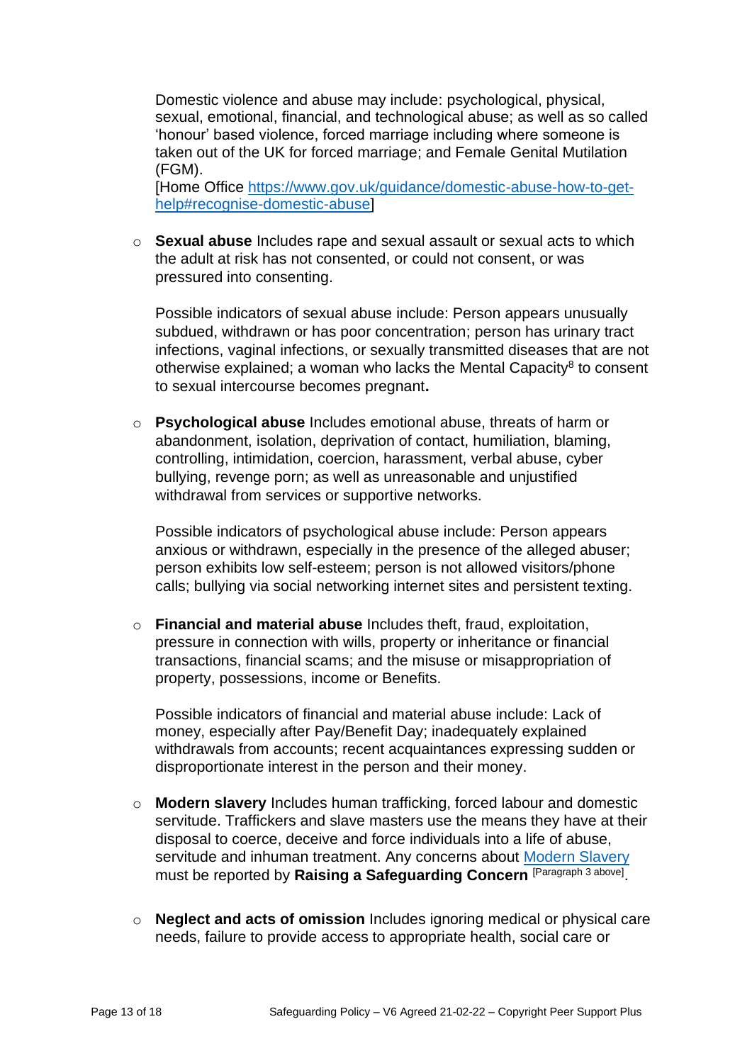Domestic violence and abuse may include: psychological, physical, sexual, emotional, financial, and technological abuse; as well as so called 'honour' based violence, forced marriage including where someone is taken out of the UK for forced marriage; and Female Genital Mutilation (FGM).
[Home Office [https://www.gov.uk/guidance/domestic-abuse-how-to-get-help#recognise-domestic-abuse](https://www.gov.uk/guidance/domestic-abuse-how-to-get-help#recognise-domestic-abuse)]

- **Sexual abuse** Includes rape and sexual assault or sexual acts to which the adult at risk has not consented, or could not consent, or was pressured into consenting.

  Possible indicators of sexual abuse include: Person appears unusually subdued, withdrawn or has poor concentration; person has urinary tract infections, vaginal infections, or sexually transmitted diseases that are not otherwise explained; a woman who lacks the Mental Capacity[8] to consent to sexual intercourse becomes pregnant**.**

- **Psychological abuse** Includes emotional abuse, threats of harm or abandonment, isolation, deprivation of contact, humiliation, blaming, controlling, intimidation, coercion, harassment, verbal abuse, cyber bullying, revenge porn; as well as unreasonable and unjustified withdrawal from services or supportive networks.

  Possible indicators of psychological abuse include: Person appears anxious or withdrawn, especially in the presence of the alleged abuser; person exhibits low self-esteem; person is not allowed visitors/phone calls; bullying via social networking internet sites and persistent texting.

- **Financial and material abuse** Includes theft, fraud, exploitation, pressure in connection with wills, property or inheritance or financial transactions, financial scams; and the misuse or misappropriation of property, possessions, income or Benefits.

  Possible indicators of financial and material abuse include: Lack of money, especially after Pay/Benefit Day; inadequately explained withdrawals from accounts; recent acquaintances expressing sudden or disproportionate interest in the person and their money.

- **Modern slavery** Includes human trafficking, forced labour and domestic servitude. Traffickers and slave masters use the means they have at their disposal to coerce, deceive and force individuals into a life of abuse, servitude and inhuman treatment. Any concerns about Modern Slavery must be reported by **Raising a Safeguarding Concern** [Paragraph 3 above].

- **Neglect and acts of omission** Includes ignoring medical or physical care needs, failure to provide access to appropriate health, social care or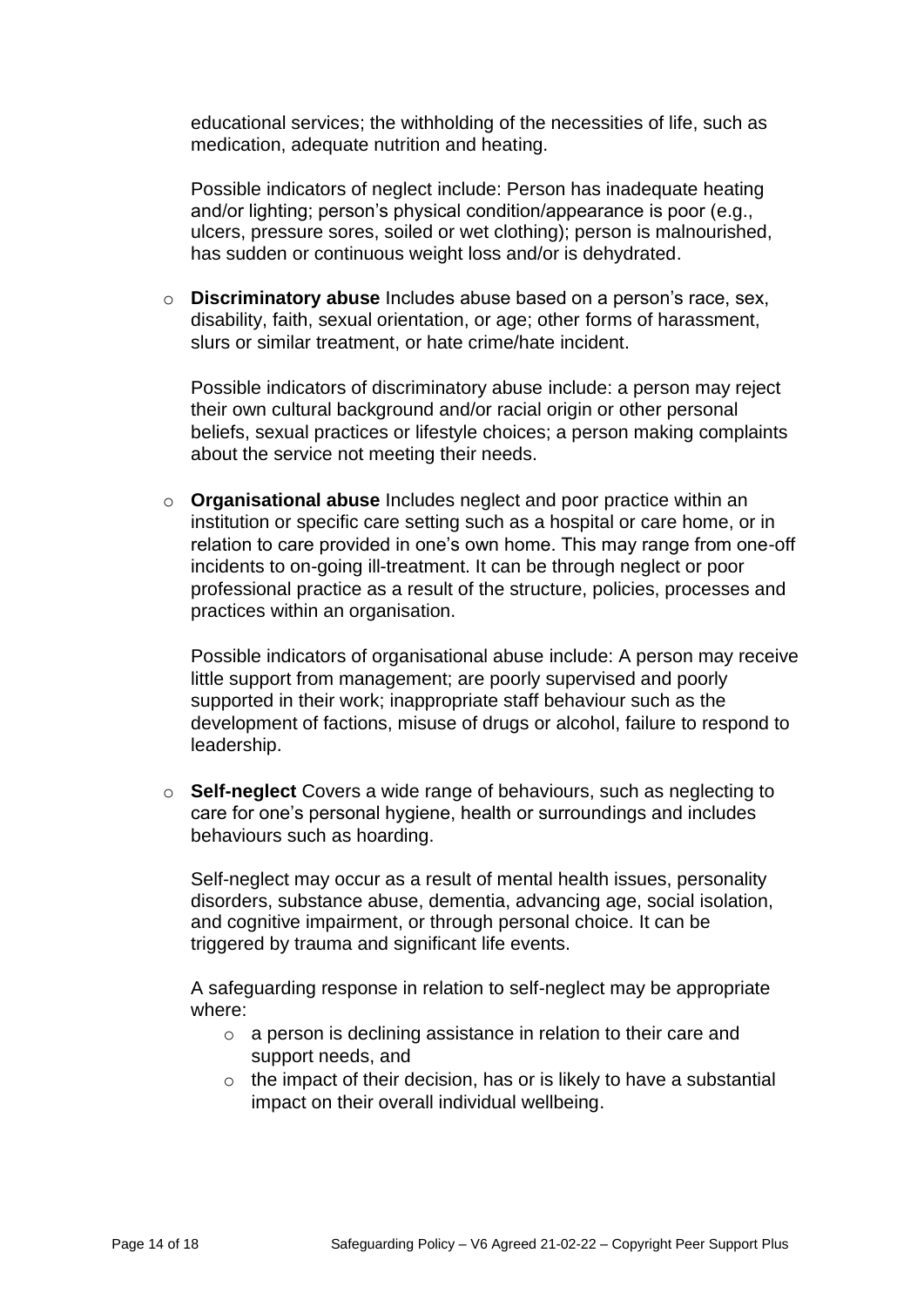educational services; the withholding of the necessities of life, such as medication, adequate nutrition and heating.

  Possible indicators of neglect include: Person has inadequate heating and/or lighting; person's physical condition/appearance is poor (e.g., ulcers, pressure sores, soiled or wet clothing); person is malnourished, has sudden or continuous weight loss and/or is dehydrated.

- **Discriminatory abuse** Includes abuse based on a person's race, sex, disability, faith, sexual orientation, or age; other forms of harassment, slurs or similar treatment, or hate crime/hate incident.

  Possible indicators of discriminatory abuse include: a person may reject their own cultural background and/or racial origin or other personal beliefs, sexual practices or lifestyle choices; a person making complaints about the service not meeting their needs.

- **Organisational abuse** Includes neglect and poor practice within an institution or specific care setting such as a hospital or care home, or in relation to care provided in one's own home. This may range from one-off incidents to on-going ill-treatment. It can be through neglect or poor professional practice as a result of the structure, policies, processes and practices within an organisation.

  Possible indicators of organisational abuse include: A person may receive little support from management; are poorly supervised and poorly supported in their work; inappropriate staff behaviour such as the development of factions, misuse of drugs or alcohol, failure to respond to leadership.

- **Self-neglect** Covers a wide range of behaviours, such as neglecting to care for one's personal hygiene, health or surroundings and includes behaviours such as hoarding.

  Self-neglect may occur as a result of mental health issues, personality disorders, substance abuse, dementia, advancing age, social isolation, and cognitive impairment, or through personal choice. It can be triggered by trauma and significant life events.

  A safeguarding response in relation to self-neglect may be appropriate where:

  - a person is declining assistance in relation to their care and support needs, and
  - the impact of their decision, has or is likely to have a substantial impact on their overall individual wellbeing.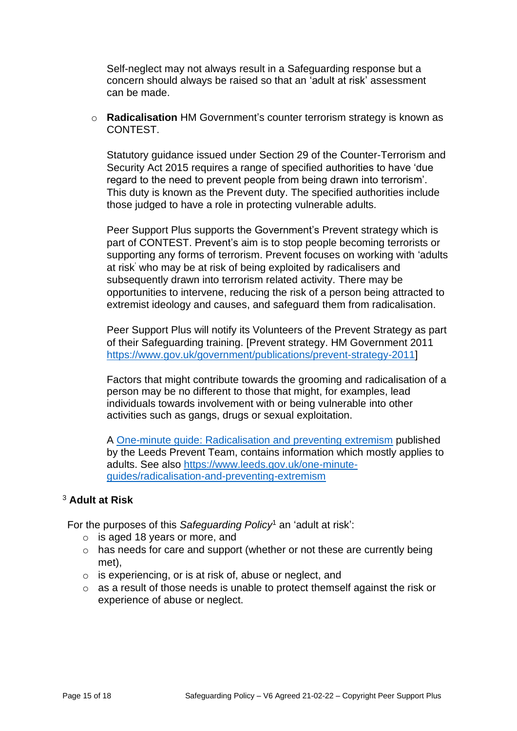Self-neglect may not always result in a Safeguarding response but a concern should always be raised so that an 'adult at risk' assessment can be made.

- **Radicalisation** HM Government's counter terrorism strategy is known as CONTEST.

  Statutory guidance issued under Section 29 of the Counter-Terrorism and Security Act 2015 requires a range of specified authorities to have 'due regard to the need to prevent people from being drawn into terrorism'. This duty is known as the Prevent duty. The specified authorities include those judged to have a role in protecting vulnerable adults.

  Peer Support Plus supports the Government's Prevent strategy which is part of CONTEST. Prevent's aim is to stop people becoming terrorists or supporting any forms of terrorism. Prevent focuses on working with 'adults at risk' who may be at risk of being exploited by radicalisers and subsequently drawn into terrorism related activity. There may be opportunities to intervene, reducing the risk of a person being attracted to extremist ideology and causes, and safeguard them from radicalisation.

  Peer Support Plus will notify its Volunteers of the Prevent Strategy as part of their Safeguarding training. [Prevent strategy. HM Government 2011 https://www.gov.uk/government/publications/prevent-strategy-2011]

  Factors that might contribute towards the grooming and radicalisation of a person may be no different to those that might, for examples, lead individuals towards involvement with or being vulnerable into other activities such as gangs, drugs or sexual exploitation.

  A One-minute guide: Radicalisation and preventing extremism published by the Leeds Prevent Team, contains information which mostly applies to adults. See also https://www.leeds.gov.uk/one-minute-guides/radicalisation-and-preventing-extremism

[3] **Adult at Risk**

For the purposes of this *Safeguarding Policy*[1] an 'adult at risk':

- is aged 18 years or more, and
- has needs for care and support (whether or not these are currently being met),
- is experiencing, or is at risk of, abuse or neglect, and
- as a result of those needs is unable to protect themself against the risk or experience of abuse or neglect.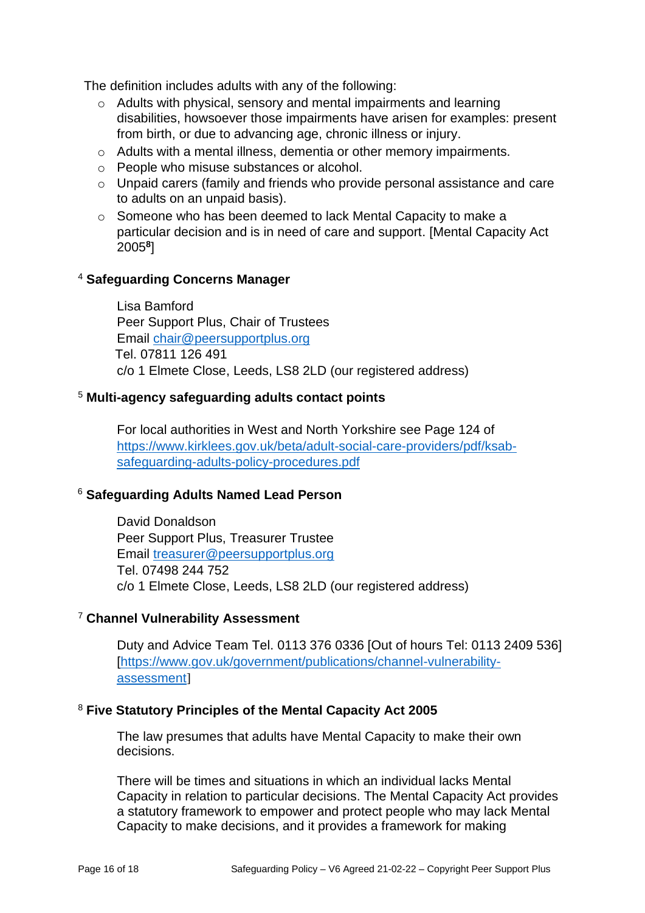The definition includes adults with any of the following:

- Adults with physical, sensory and mental impairments and learning disabilities, howsoever those impairments have arisen for examples: present from birth, or due to advancing age, chronic illness or injury.
- Adults with a mental illness, dementia or other memory impairments.
- People who misuse substances or alcohol.
- Unpaid carers (family and friends who provide personal assistance and care to adults on an unpaid basis).
- Someone who has been deemed to lack Mental Capacity to make a particular decision and is in need of care and support. [Mental Capacity Act 2005[8]]

[4] **Safeguarding Concerns Manager**

Lisa Bamford
Peer Support Plus, Chair of Trustees
Email chair@peersupportplus.org
Tel. 07811 126 491
c/o 1 Elmete Close, Leeds, LS8 2LD (our registered address)

[5] **Multi-agency safeguarding adults contact points**

For local authorities in West and North Yorkshire see Page 124 of https://www.kirklees.gov.uk/beta/adult-social-care-providers/pdf/ksab-safeguarding-adults-policy-procedures.pdf

[6] **Safeguarding Adults Named Lead Person**

David Donaldson
Peer Support Plus, Treasurer Trustee
Email treasurer@peersupportplus.org
Tel. 07498 244 752
c/o 1 Elmete Close, Leeds, LS8 2LD (our registered address)

[7] **Channel Vulnerability Assessment**

Duty and Advice Team Tel. 0113 376 0336 [Out of hours Tel: 0113 2409 536] [https://www.gov.uk/government/publications/channel-vulnerability-assessment]

[8] **Five Statutory Principles of the Mental Capacity Act 2005**

The law presumes that adults have Mental Capacity to make their own decisions.

There will be times and situations in which an individual lacks Mental Capacity in relation to particular decisions. The Mental Capacity Act provides a statutory framework to empower and protect people who may lack Mental Capacity to make decisions, and it provides a framework for making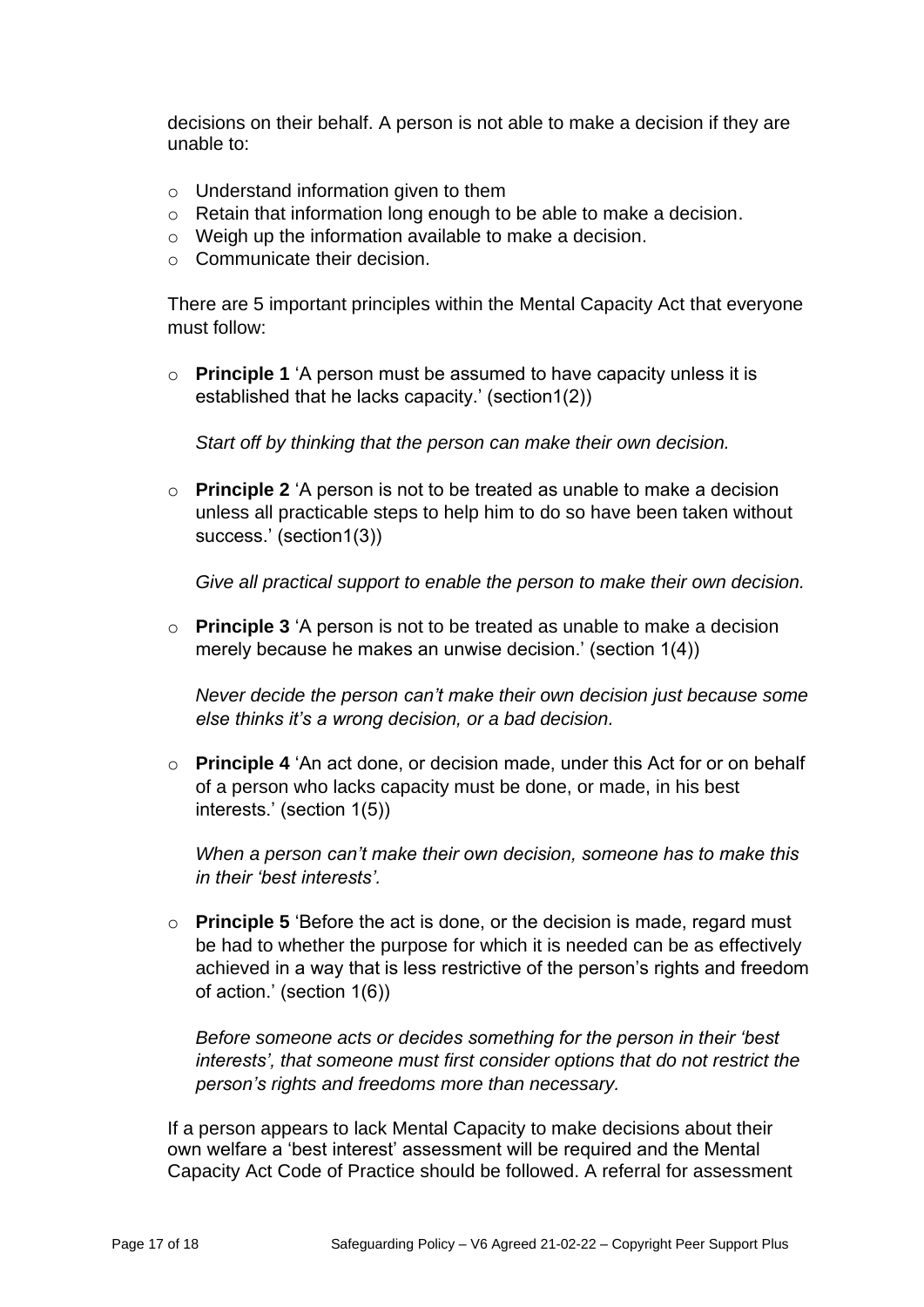decisions on their behalf. A person is not able to make a decision if they are unable to:

- Understand information given to them
- Retain that information long enough to be able to make a decision.
- Weigh up the information available to make a decision.
- Communicate their decision.

There are 5 important principles within the Mental Capacity Act that everyone must follow:

- **Principle 1** 'A person must be assumed to have capacity unless it is established that he lacks capacity.' (section1(2))

  *Start off by thinking that the person can make their own decision.*

- **Principle 2** 'A person is not to be treated as unable to make a decision unless all practicable steps to help him to do so have been taken without success.' (section1(3))

  *Give all practical support to enable the person to make their own decision.*

- **Principle 3** 'A person is not to be treated as unable to make a decision merely because he makes an unwise decision.' (section 1(4))

  *Never decide the person can't make their own decision just because some else thinks it's a wrong decision, or a bad decision.*

- **Principle 4** 'An act done, or decision made, under this Act for or on behalf of a person who lacks capacity must be done, or made, in his best interests.' (section 1(5))

  *When a person can't make their own decision, someone has to make this in their 'best interests'.*

- **Principle 5** 'Before the act is done, or the decision is made, regard must be had to whether the purpose for which it is needed can be as effectively achieved in a way that is less restrictive of the person's rights and freedom of action.' (section 1(6))

  *Before someone acts or decides something for the person in their 'best interests', that someone must first consider options that do not restrict the person's rights and freedoms more than necessary.*

If a person appears to lack Mental Capacity to make decisions about their own welfare a 'best interest' assessment will be required and the Mental Capacity Act Code of Practice should be followed. A referral for assessment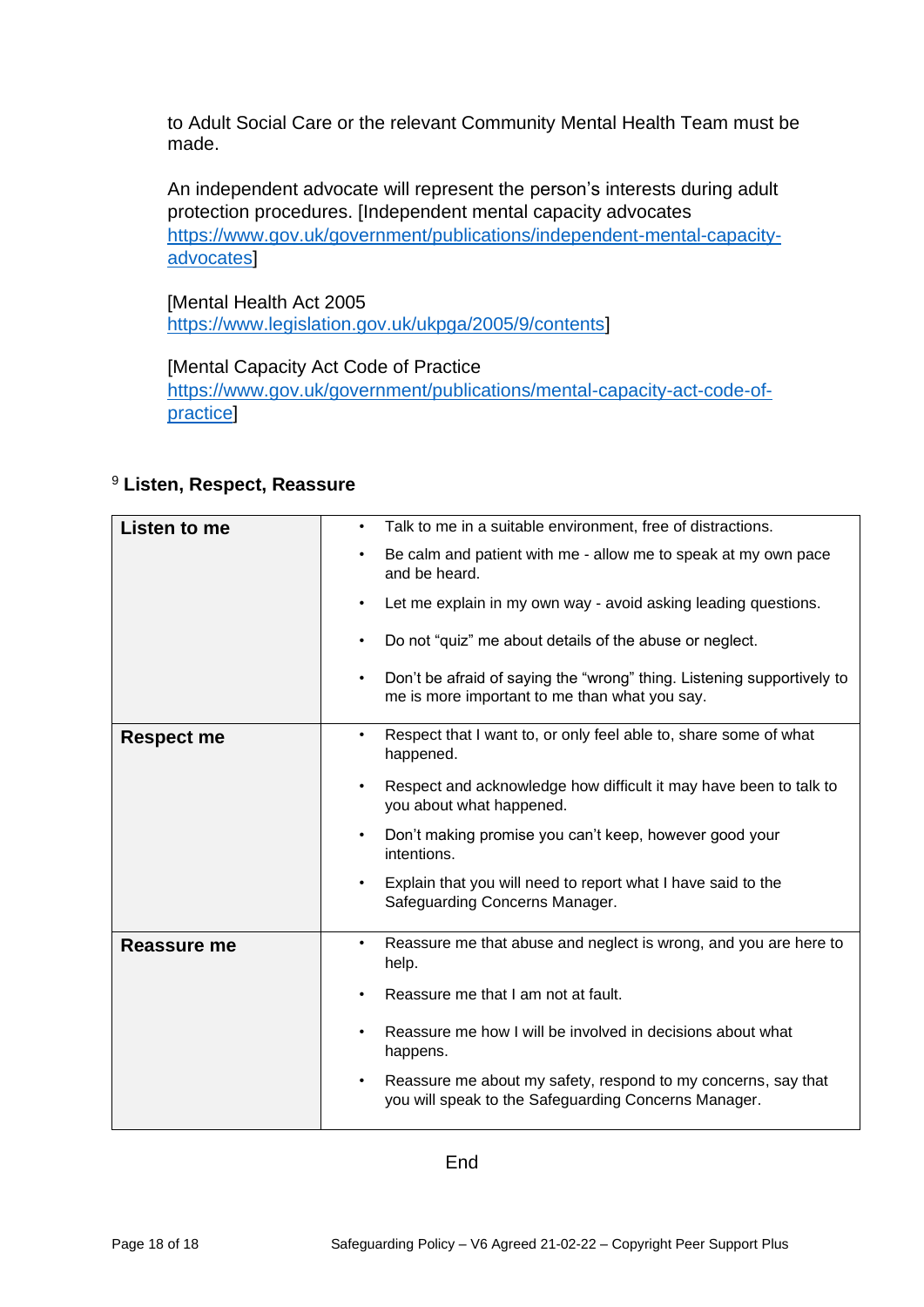to Adult Social Care or the relevant Community Mental Health Team must be made.

An independent advocate will represent the person's interests during adult protection procedures. [Independent mental capacity advocates https://www.gov.uk/government/publications/independent-mental-capacity-advocates]

[Mental Health Act 2005 https://www.legislation.gov.uk/ukpga/2005/9/contents]

[Mental Capacity Act Code of Practice https://www.gov.uk/government/publications/mental-capacity-act-code-of-practice]

### [9] Listen, Respect, Reassure

| | |
|---|---|
| **Listen to me** | • Talk to me in a suitable environment, free of distractions.<br>• Be calm and patient with me - allow me to speak at my own pace and be heard.<br>• Let me explain in my own way - avoid asking leading questions.<br>• Do not "quiz" me about details of the abuse or neglect.<br>• Don't be afraid of saying the "wrong" thing. Listening supportively to me is more important to me than what you say. |
| **Respect me** | • Respect that I want to, or only feel able to, share some of what happened.<br>• Respect and acknowledge how difficult it may have been to talk to you about what happened.<br>• Don't making promise you can't keep, however good your intentions.<br>• Explain that you will need to report what I have said to the Safeguarding Concerns Manager. |
| **Reassure me** | • Reassure me that abuse and neglect is wrong, and you are here to help.<br>• Reassure me that I am not at fault.<br>• Reassure me how I will be involved in decisions about what happens.<br>• Reassure me about my safety, respond to my concerns, say that you will speak to the Safeguarding Concerns Manager. |

End